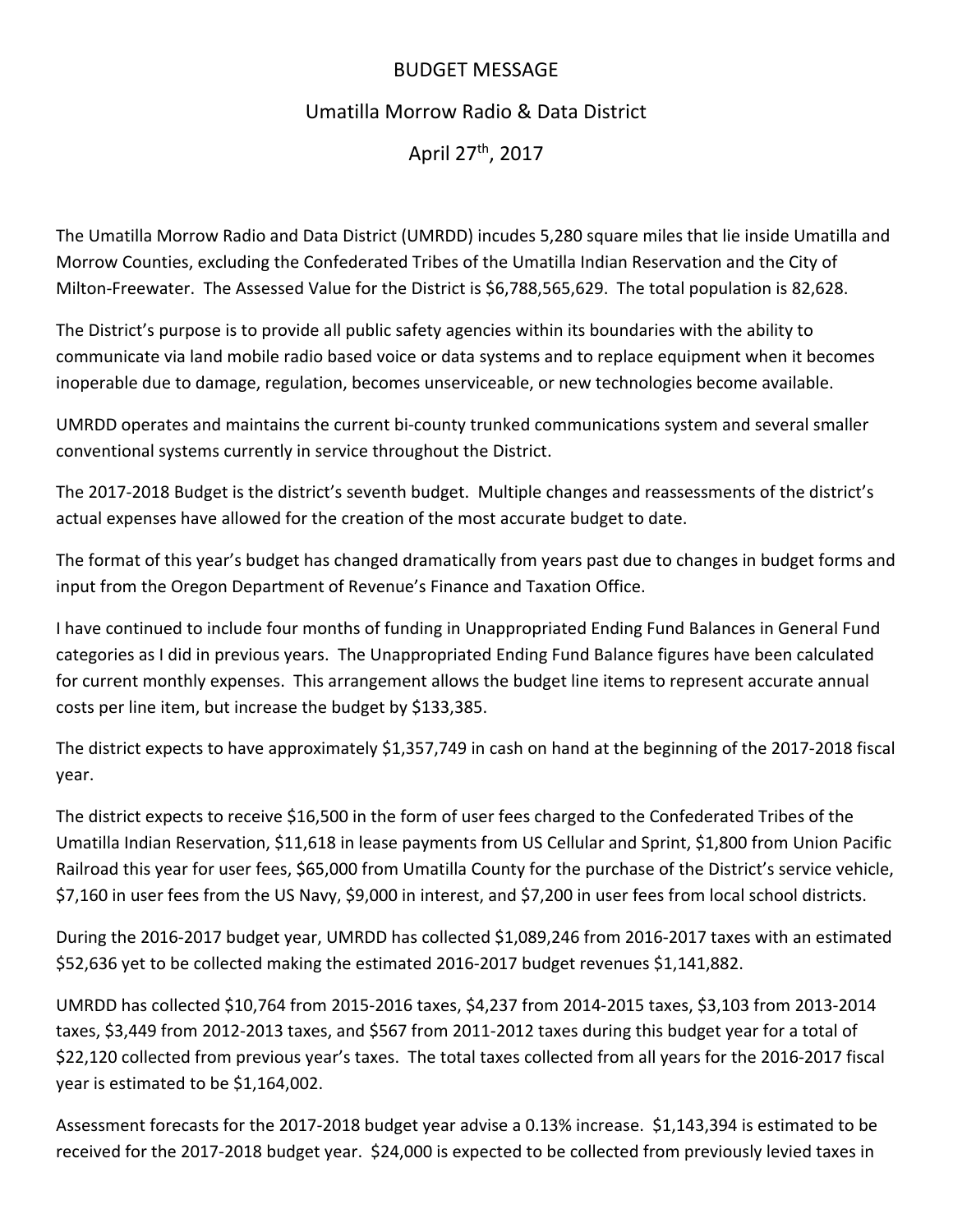# BUDGET MESSAGE

## Umatilla Morrow Radio & Data District

## April 27th, 2017

The Umatilla Morrow Radio and Data District (UMRDD) incudes 5,280 square miles that lie inside Umatilla and Morrow Counties, excluding the Confederated Tribes of the Umatilla Indian Reservation and the City of Milton-Freewater. The Assessed Value for the District is $6,788,565,629. The total population is 82,628.

The District's purpose is to provide all public safety agencies within its boundaries with the ability to communicate via land mobile radio based voice or data systems and to replace equipment when it becomes inoperable due to damage, regulation, becomes unserviceable, or new technologies become available.

UMRDD operates and maintains the current bi-county trunked communications system and several smaller conventional systems currently in service throughout the District.

The 2017-2018 Budget is the district's seventh budget. Multiple changes and reassessments of the district's actual expenses have allowed for the creation of the most accurate budget to date.

The format of this year's budget has changed dramatically from years past due to changes in budget forms and input from the Oregon Department of Revenue's Finance and Taxation Office.

I have continued to include four months of funding in Unappropriated Ending Fund Balances in General Fund categories as I did in previous years. The Unappropriated Ending Fund Balance figures have been calculated for current monthly expenses. This arrangement allows the budget line items to represent accurate annual costs per line item, but increase the budget by $133,385.

The district expects to have approximately $1,357,749 in cash on hand at the beginning of the 2017-2018 fiscal year.

The district expects to receive $16,500 in the form of user fees charged to the Confederated Tribes of the Umatilla Indian Reservation, $11,618 in lease payments from US Cellular and Sprint, $1,800 from Union Pacific Railroad this year for user fees, $65,000 from Umatilla County for the purchase of the District's service vehicle, $7,160 in user fees from the US Navy, $9,000 in interest, and $7,200 in user fees from local school districts.

During the 2016-2017 budget year, UMRDD has collected $1,089,246 from 2016-2017 taxes with an estimated $52,636 yet to be collected making the estimated 2016-2017 budget revenues $1,141,882.

UMRDD has collected $10,764 from 2015-2016 taxes, $4,237 from 2014-2015 taxes, $3,103 from 2013-2014 taxes, $3,449 from 2012-2013 taxes, and $567 from 2011-2012 taxes during this budget year for a total of $22,120 collected from previous year's taxes. The total taxes collected from all years for the 2016-2017 fiscal year is estimated to be $1,164,002.

Assessment forecasts for the 2017-2018 budget year advise a 0.13% increase. $1,143,394 is estimated to be received for the 2017-2018 budget year. $24,000 is expected to be collected from previously levied taxes in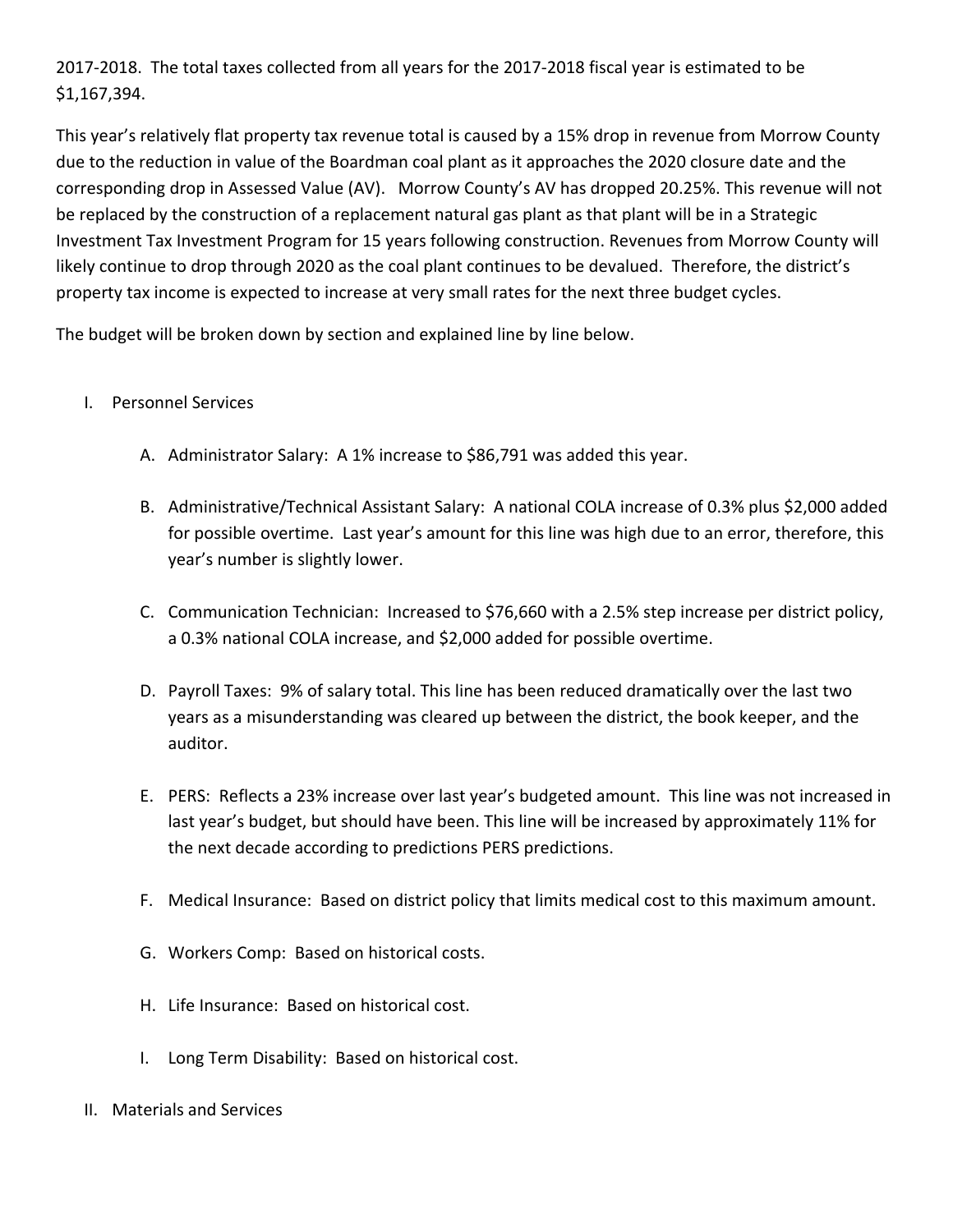2017-2018. The total taxes collected from all years for the 2017-2018 fiscal year is estimated to be $1,167,394.

This year's relatively flat property tax revenue total is caused by a 15% drop in revenue from Morrow County due to the reduction in value of the Boardman coal plant as it approaches the 2020 closure date and the corresponding drop in Assessed Value (AV). Morrow County's AV has dropped 20.25%. This revenue will not be replaced by the construction of a replacement natural gas plant as that plant will be in a Strategic Investment Tax Investment Program for 15 years following construction. Revenues from Morrow County will likely continue to drop through 2020 as the coal plant continues to be devalued. Therefore, the district's property tax income is expected to increase at very small rates for the next three budget cycles.

The budget will be broken down by section and explained line by line below.

I. Personnel Services

   A. Administrator Salary: A 1% increase to $86,791 was added this year.

   B. Administrative/Technical Assistant Salary: A national COLA increase of 0.3% plus $2,000 added for possible overtime. Last year's amount for this line was high due to an error, therefore, this year's number is slightly lower.

   C. Communication Technician: Increased to $76,660 with a 2.5% step increase per district policy, a 0.3% national COLA increase, and $2,000 added for possible overtime.

   D. Payroll Taxes: 9% of salary total. This line has been reduced dramatically over the last two years as a misunderstanding was cleared up between the district, the book keeper, and the auditor.

   E. PERS: Reflects a 23% increase over last year's budgeted amount. This line was not increased in last year's budget, but should have been. This line will be increased by approximately 11% for the next decade according to predictions PERS predictions.

   F. Medical Insurance: Based on district policy that limits medical cost to this maximum amount.

   G. Workers Comp: Based on historical costs.

   H. Life Insurance: Based on historical cost.

   I. Long Term Disability: Based on historical cost.

II. Materials and Services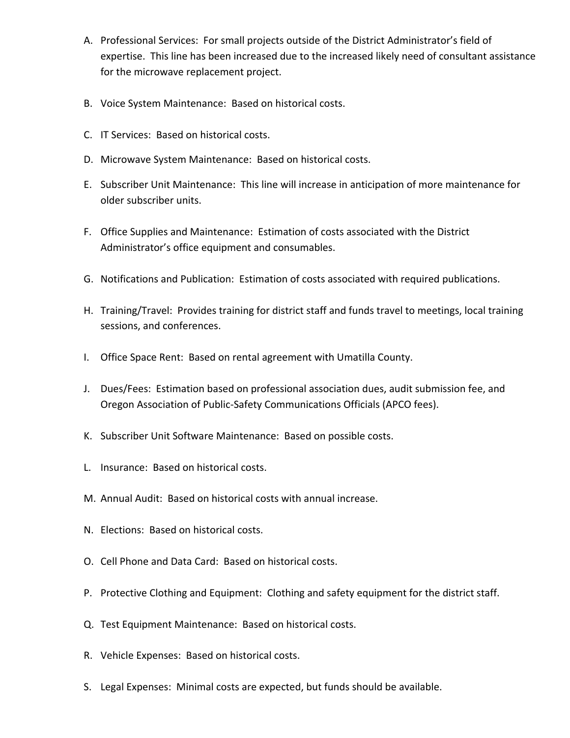A. Professional Services: For small projects outside of the District Administrator's field of expertise. This line has been increased due to the increased likely need of consultant assistance for the microwave replacement project.

B. Voice System Maintenance: Based on historical costs.

C. IT Services: Based on historical costs.

D. Microwave System Maintenance: Based on historical costs.

E. Subscriber Unit Maintenance: This line will increase in anticipation of more maintenance for older subscriber units.

F. Office Supplies and Maintenance: Estimation of costs associated with the District Administrator's office equipment and consumables.

G. Notifications and Publication: Estimation of costs associated with required publications.

H. Training/Travel: Provides training for district staff and funds travel to meetings, local training sessions, and conferences.

I. Office Space Rent: Based on rental agreement with Umatilla County.

J. Dues/Fees: Estimation based on professional association dues, audit submission fee, and Oregon Association of Public-Safety Communications Officials (APCO fees).

K. Subscriber Unit Software Maintenance: Based on possible costs.

L. Insurance: Based on historical costs.

M. Annual Audit: Based on historical costs with annual increase.

N. Elections: Based on historical costs.

O. Cell Phone and Data Card: Based on historical costs.

P. Protective Clothing and Equipment: Clothing and safety equipment for the district staff.

Q. Test Equipment Maintenance: Based on historical costs.

R. Vehicle Expenses: Based on historical costs.

S. Legal Expenses: Minimal costs are expected, but funds should be available.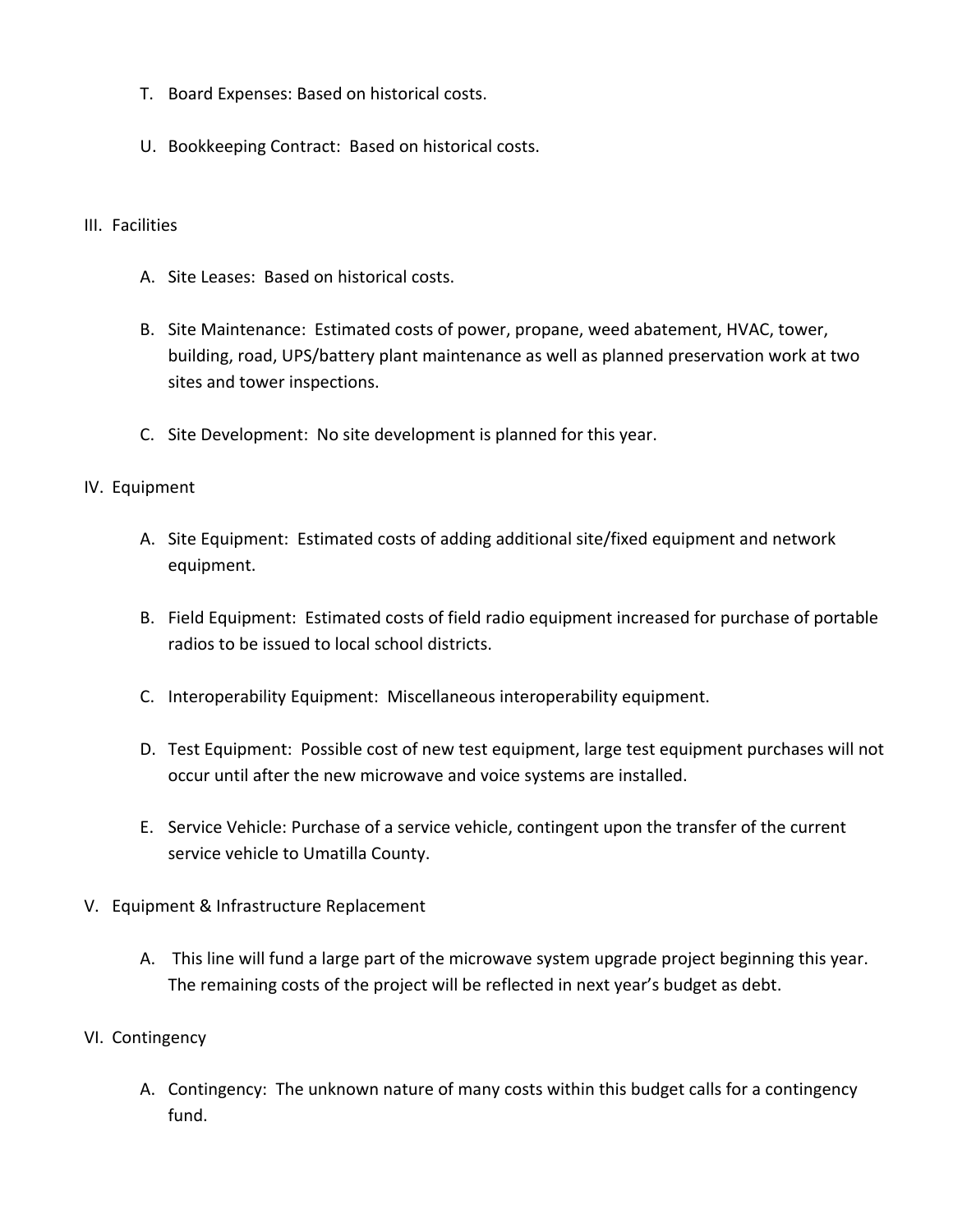T. Board Expenses: Based on historical costs.

U. Bookkeeping Contract: Based on historical costs.

III. Facilities

A. Site Leases: Based on historical costs.

B. Site Maintenance: Estimated costs of power, propane, weed abatement, HVAC, tower, building, road, UPS/battery plant maintenance as well as planned preservation work at two sites and tower inspections.

C. Site Development: No site development is planned for this year.

IV. Equipment

A. Site Equipment: Estimated costs of adding additional site/fixed equipment and network equipment.

B. Field Equipment: Estimated costs of field radio equipment increased for purchase of portable radios to be issued to local school districts.

C. Interoperability Equipment: Miscellaneous interoperability equipment.

D. Test Equipment: Possible cost of new test equipment, large test equipment purchases will not occur until after the new microwave and voice systems are installed.

E. Service Vehicle: Purchase of a service vehicle, contingent upon the transfer of the current service vehicle to Umatilla County.

V. Equipment & Infrastructure Replacement

A. This line will fund a large part of the microwave system upgrade project beginning this year. The remaining costs of the project will be reflected in next year's budget as debt.

VI. Contingency

A. Contingency: The unknown nature of many costs within this budget calls for a contingency fund.